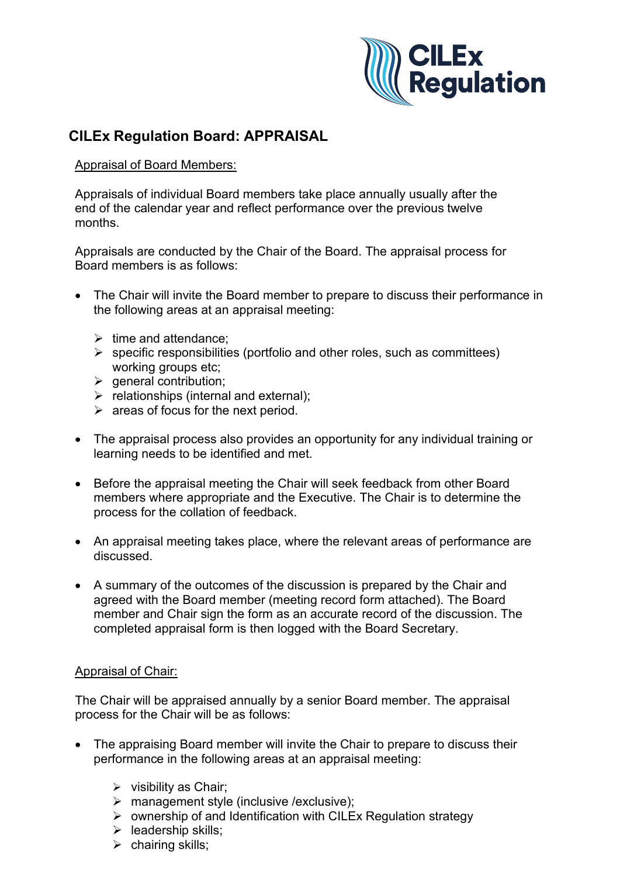# CILEx Regulation Board: APPRAISAL

Appraisal of Board Members:

Appraisals of individual Board members take place annually usually after the end of the calendar year and reflect performance over the previous twelve months.

Appraisals are conducted by the Chair of the Board. The appraisal process for Board members is as follows:

- The Chair will invite the Board member to prepare to discuss their performance in the following areas at an appraisal meeting:
  - time and attendance;
  - specific responsibilities (portfolio and other roles, such as committees) working groups etc;
  - general contribution;
  - relationships (internal and external);
  - areas of focus for the next period.
- The appraisal process also provides an opportunity for any individual training or learning needs to be identified and met.
- Before the appraisal meeting the Chair will seek feedback from other Board members where appropriate and the Executive. The Chair is to determine the process for the collation of feedback.
- An appraisal meeting takes place, where the relevant areas of performance are discussed.
- A summary of the outcomes of the discussion is prepared by the Chair and agreed with the Board member (meeting record form attached). The Board member and Chair sign the form as an accurate record of the discussion. The completed appraisal form is then logged with the Board Secretary.

Appraisal of Chair:

The Chair will be appraised annually by a senior Board member. The appraisal process for the Chair will be as follows:

- The appraising Board member will invite the Chair to prepare to discuss their performance in the following areas at an appraisal meeting:
  - visibility as Chair;
  - management style (inclusive /exclusive);
  - ownership of and Identification with CILEx Regulation strategy
  - leadership skills;
  - chairing skills;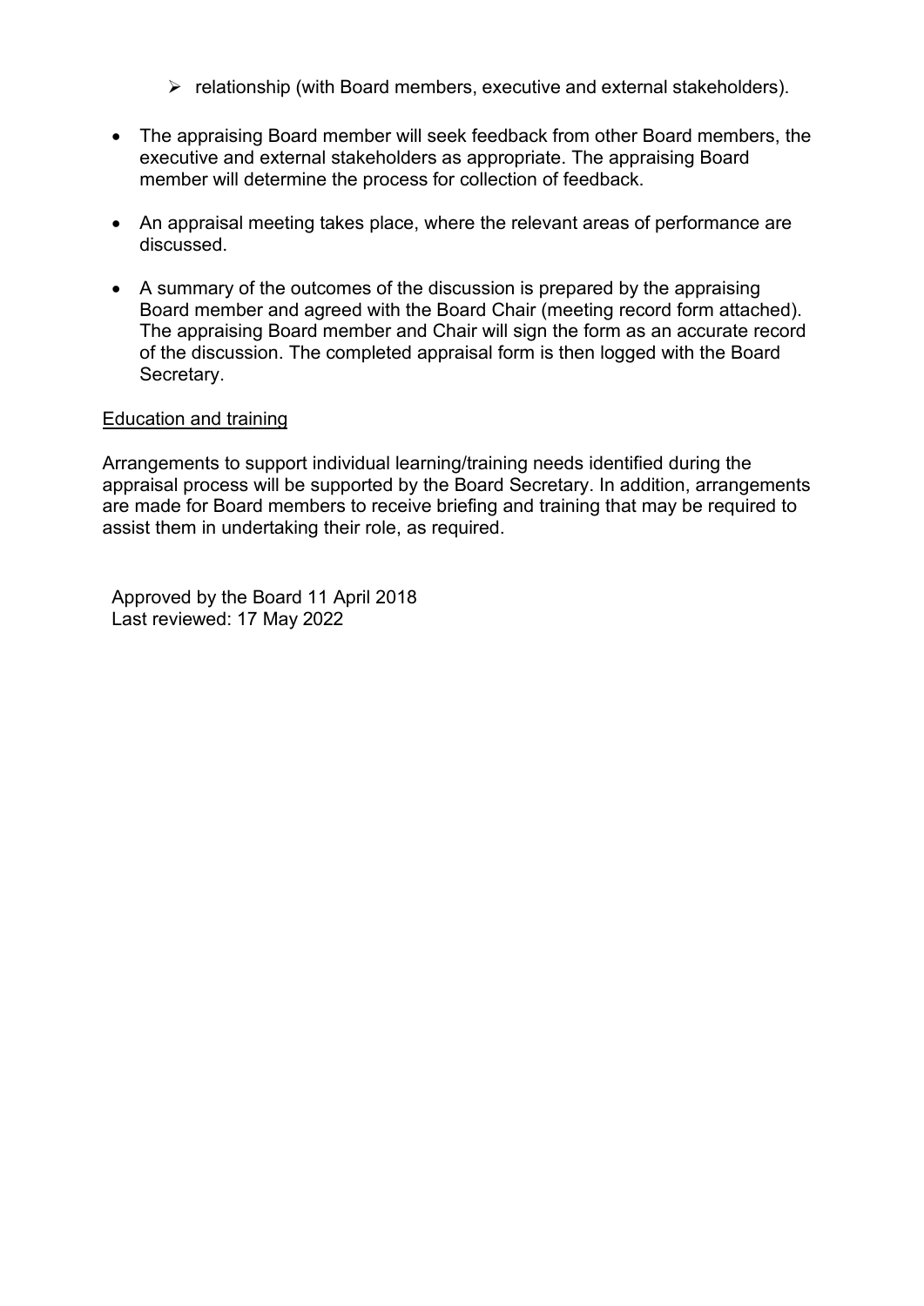- relationship (with Board members, executive and external stakeholders).

- The appraising Board member will seek feedback from other Board members, the executive and external stakeholders as appropriate. The appraising Board member will determine the process for collection of feedback.

- An appraisal meeting takes place, where the relevant areas of performance are discussed.

- A summary of the outcomes of the discussion is prepared by the appraising Board member and agreed with the Board Chair (meeting record form attached). The appraising Board member and Chair will sign the form as an accurate record of the discussion. The completed appraisal form is then logged with the Board Secretary.

<u>Education and training</u>

Arrangements to support individual learning/training needs identified during the appraisal process will be supported by the Board Secretary. In addition, arrangements are made for Board members to receive briefing and training that may be required to assist them in undertaking their role, as required.

Approved by the Board 11 April 2018
Last reviewed: 17 May 2022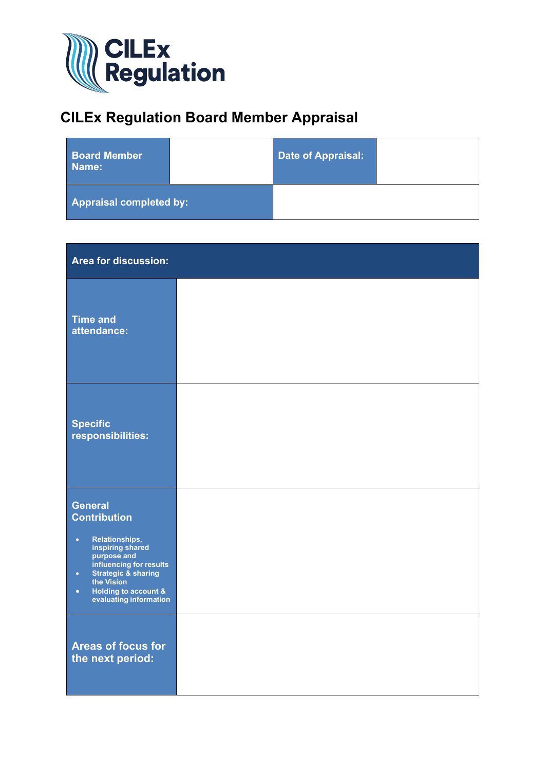CILEx Regulation

## CILEx Regulation Board Member Appraisal

| Board Member Name: | | Date of Appraisal: | |
|---|---|---|---|
| Appraisal completed by: | | | |

| Area for discussion: | |
|---|---|
| Time and attendance: | |
| Specific responsibilities: | |
| General Contribution<br>• Relationships, inspiring shared purpose and influencing for results<br>• Strategic & sharing the Vision<br>• Holding to account & evaluating information | |
| Areas of focus for the next period: | |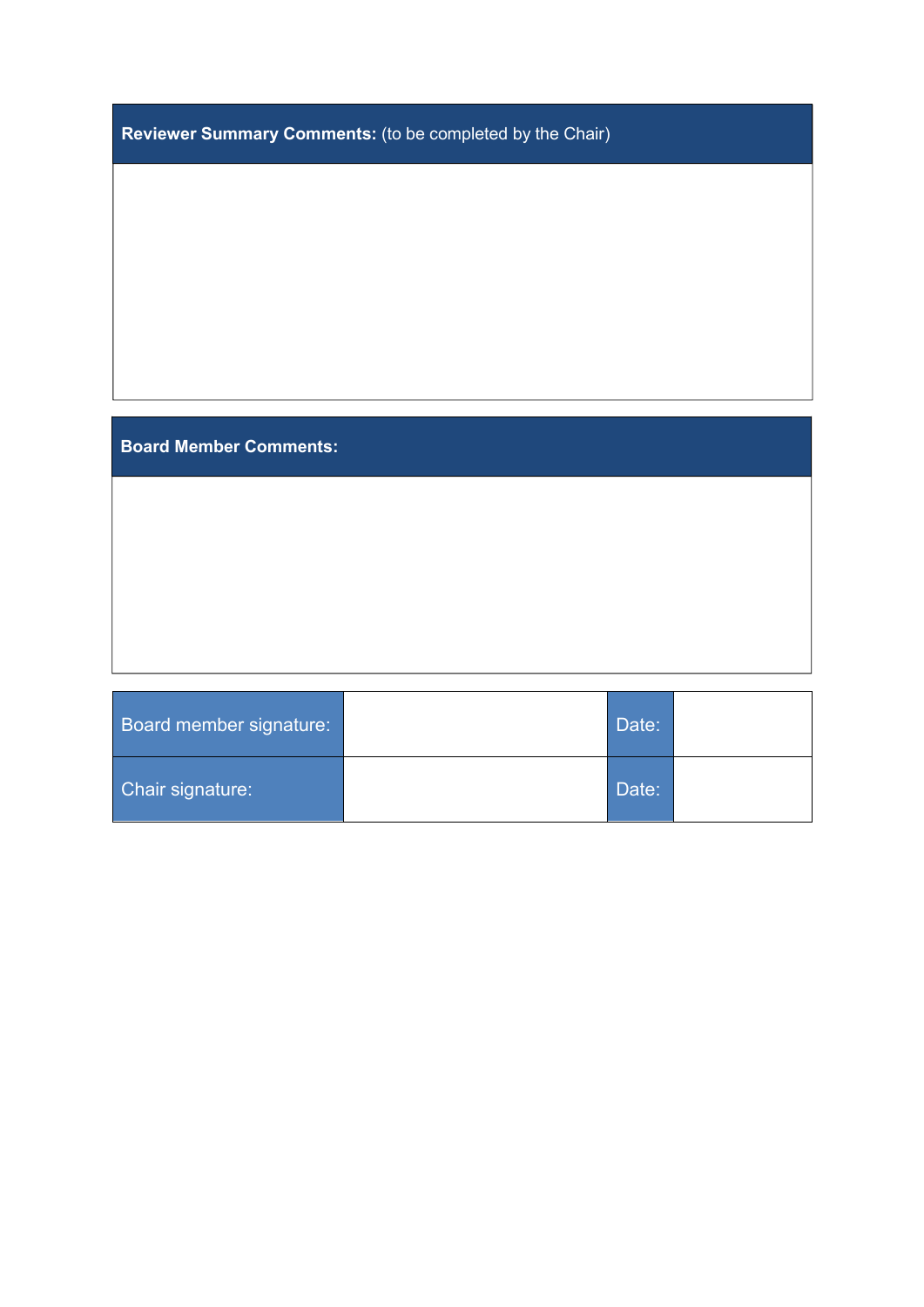| **Reviewer Summary Comments:** (to be completed by the Chair) |
| --- |
| |

| **Board Member Comments:** |
| --- |
| |

| Board member signature: | | Date: | |
| --- | --- | --- | --- |
| Chair signature: | | Date: | |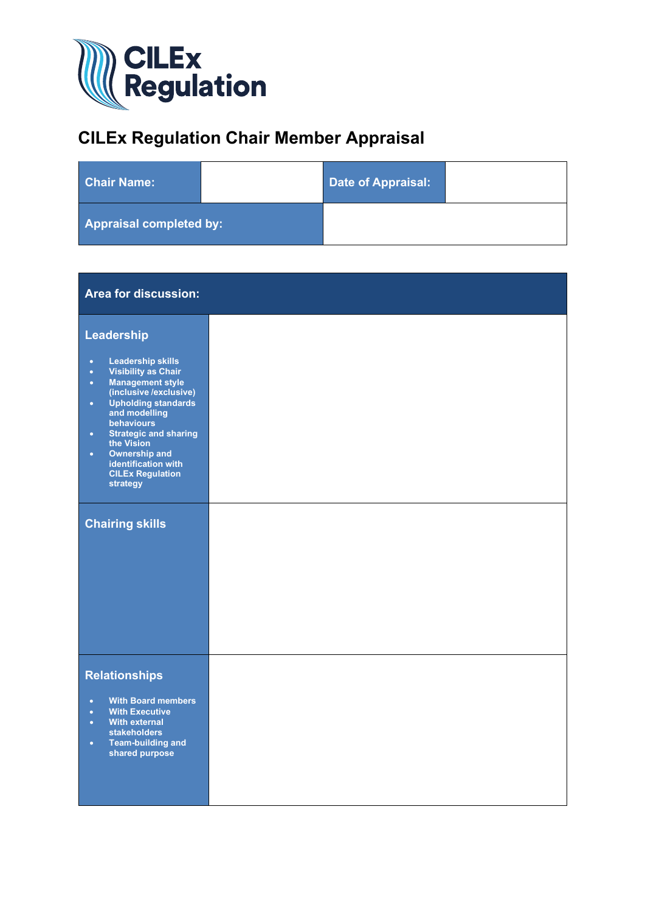# CILEx Regulation Chair Member Appraisal

| Chair Name: | | Date of Appraisal: | |
|---|---|---|---|
| Appraisal completed by: | | | |

| Area for discussion: | |
|---|---|
| **Leadership**<br><br>• Leadership skills<br>• Visibility as Chair<br>• Management style (inclusive /exclusive)<br>• Upholding standards and modelling behaviours<br>• Strategic and sharing the Vision<br>• Ownership and identification with CILEx Regulation strategy | |
| **Chairing skills** | |
| **Relationships**<br><br>• With Board members<br>• With Executive<br>• With external stakeholders<br>• Team-building and shared purpose | |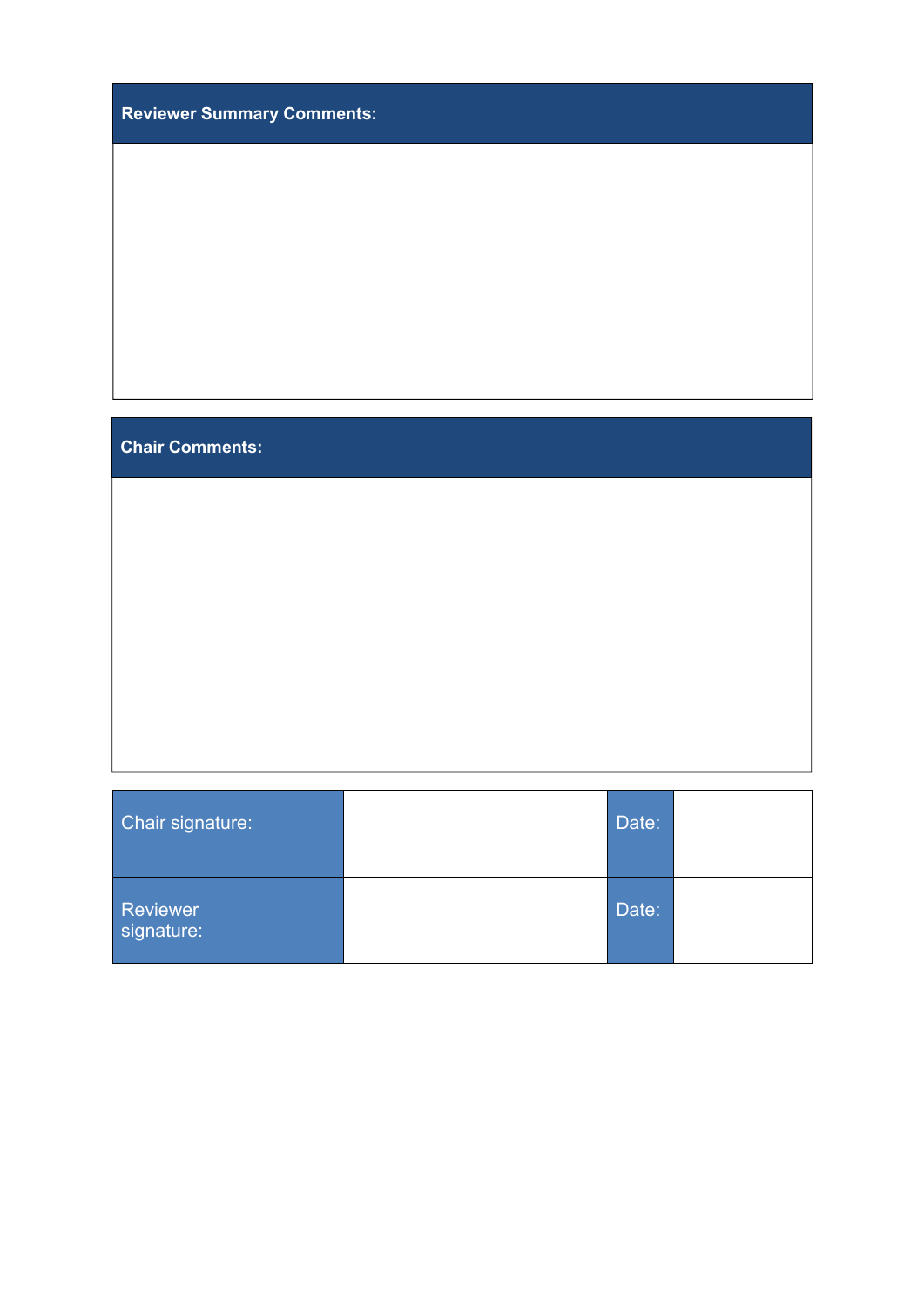| Reviewer Summary Comments: |
|---|
| |

| Chair Comments: |
|---|
| |

| | | | |
|---|---|---|---|
| Chair signature: | | Date: | |
| Reviewer signature: | | Date: | |